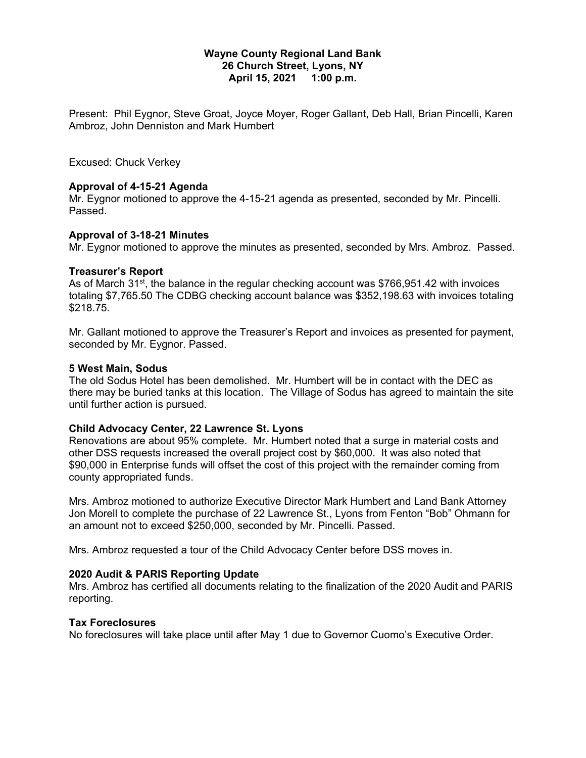**Wayne County Regional Land Bank**
**26 Church Street, Lyons, NY**
**April 15, 2021     1:00 p.m.**

Present: Phil Eygnor, Steve Groat, Joyce Moyer, Roger Gallant, Deb Hall, Brian Pincelli, Karen Ambroz, John Denniston and Mark Humbert

Excused: Chuck Verkey

**Approval of 4-15-21 Agenda**
Mr. Eygnor motioned to approve the 4-15-21 agenda as presented, seconded by Mr. Pincelli. Passed.

**Approval of 3-18-21 Minutes**
Mr. Eygnor motioned to approve the minutes as presented, seconded by Mrs. Ambroz. Passed.

**Treasurer's Report**
As of March 31st, the balance in the regular checking account was $766,951.42 with invoices totaling $7,765.50 The CDBG checking account balance was $352,198.63 with invoices totaling $218.75.

Mr. Gallant motioned to approve the Treasurer's Report and invoices as presented for payment, seconded by Mr. Eygnor. Passed.

**5 West Main, Sodus**
The old Sodus Hotel has been demolished. Mr. Humbert will be in contact with the DEC as there may be buried tanks at this location. The Village of Sodus has agreed to maintain the site until further action is pursued.

**Child Advocacy Center, 22 Lawrence St. Lyons**
Renovations are about 95% complete. Mr. Humbert noted that a surge in material costs and other DSS requests increased the overall project cost by $60,000. It was also noted that $90,000 in Enterprise funds will offset the cost of this project with the remainder coming from county appropriated funds.

Mrs. Ambroz motioned to authorize Executive Director Mark Humbert and Land Bank Attorney Jon Morell to complete the purchase of 22 Lawrence St., Lyons from Fenton "Bob" Ohmann for an amount not to exceed $250,000, seconded by Mr. Pincelli. Passed.

Mrs. Ambroz requested a tour of the Child Advocacy Center before DSS moves in.

**2020 Audit & PARIS Reporting Update**
Mrs. Ambroz has certified all documents relating to the finalization of the 2020 Audit and PARIS reporting.

**Tax Foreclosures**
No foreclosures will take place until after May 1 due to Governor Cuomo's Executive Order.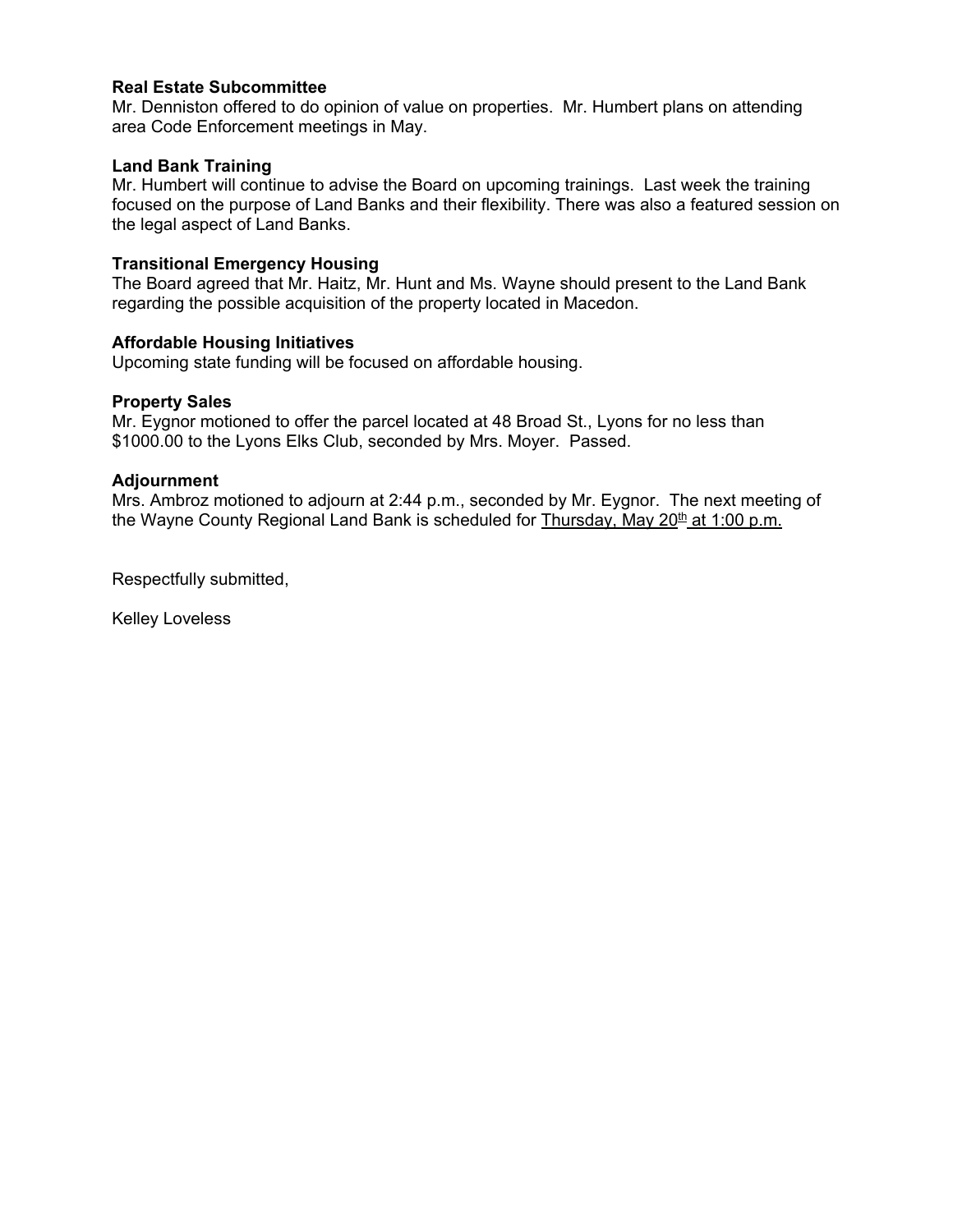**Real Estate Subcommittee**
Mr. Denniston offered to do opinion of value on properties. Mr. Humbert plans on attending area Code Enforcement meetings in May.

**Land Bank Training**
Mr. Humbert will continue to advise the Board on upcoming trainings. Last week the training focused on the purpose of Land Banks and their flexibility. There was also a featured session on the legal aspect of Land Banks.

**Transitional Emergency Housing**
The Board agreed that Mr. Haitz, Mr. Hunt and Ms. Wayne should present to the Land Bank regarding the possible acquisition of the property located in Macedon.

**Affordable Housing Initiatives**
Upcoming state funding will be focused on affordable housing.

**Property Sales**
Mr. Eygnor motioned to offer the parcel located at 48 Broad St., Lyons for no less than $1000.00 to the Lyons Elks Club, seconded by Mrs. Moyer. Passed.

**Adjournment**
Mrs. Ambroz motioned to adjourn at 2:44 p.m., seconded by Mr. Eygnor. The next meeting of the Wayne County Regional Land Bank is scheduled for <u>Thursday, May 20th at 1:00 p.m.</u>

Respectfully submitted,

Kelley Loveless